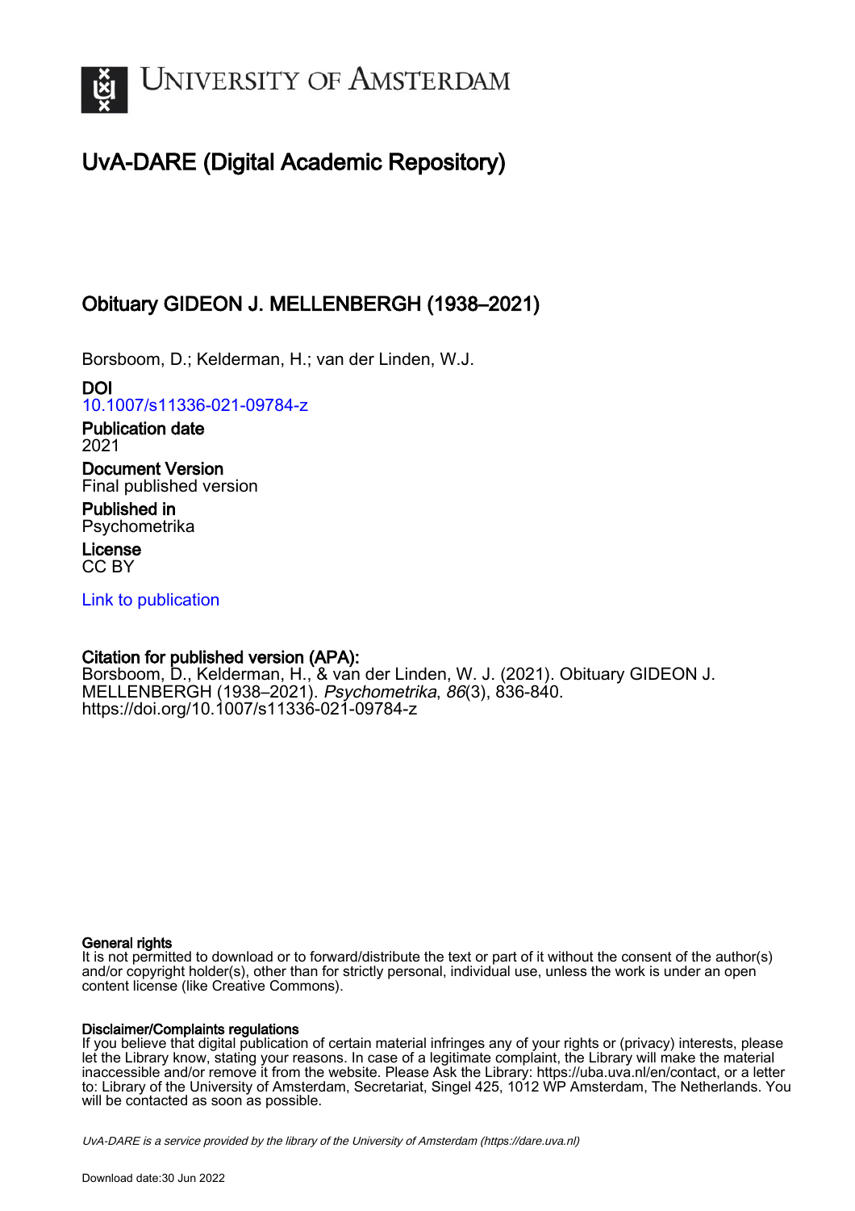# UvA-DARE (Digital Academic Repository)

## Obituary GIDEON J. MELLENBERGH (1938–2021)

Borsboom, D.; Kelderman, H.; van der Linden, W.J.

**DOI**
10.1007/s11336-021-09784-z

**Publication date**
2021

**Document Version**
Final published version

**Published in**
Psychometrika

**License**
CC BY

Link to publication

**Citation for published version (APA):**
Borsboom, D., Kelderman, H., & van der Linden, W. J. (2021). Obituary GIDEON J. MELLENBERGH (1938–2021). *Psychometrika*, *86*(3), 836-840. https://doi.org/10.1007/s11336-021-09784-z

**General rights**
It is not permitted to download or to forward/distribute the text or part of it without the consent of the author(s) and/or copyright holder(s), other than for strictly personal, individual use, unless the work is under an open content license (like Creative Commons).

**Disclaimer/Complaints regulations**
If you believe that digital publication of certain material infringes any of your rights or (privacy) interests, please let the Library know, stating your reasons. In case of a legitimate complaint, the Library will make the material inaccessible and/or remove it from the website. Please Ask the Library: https://uba.uva.nl/en/contact, or a letter to: Library of the University of Amsterdam, Secretariat, Singel 425, 1012 WP Amsterdam, The Netherlands. You will be contacted as soon as possible.

*UvA-DARE is a service provided by the library of the University of Amsterdam (https://dare.uva.nl)*

Download date:30 Jun 2022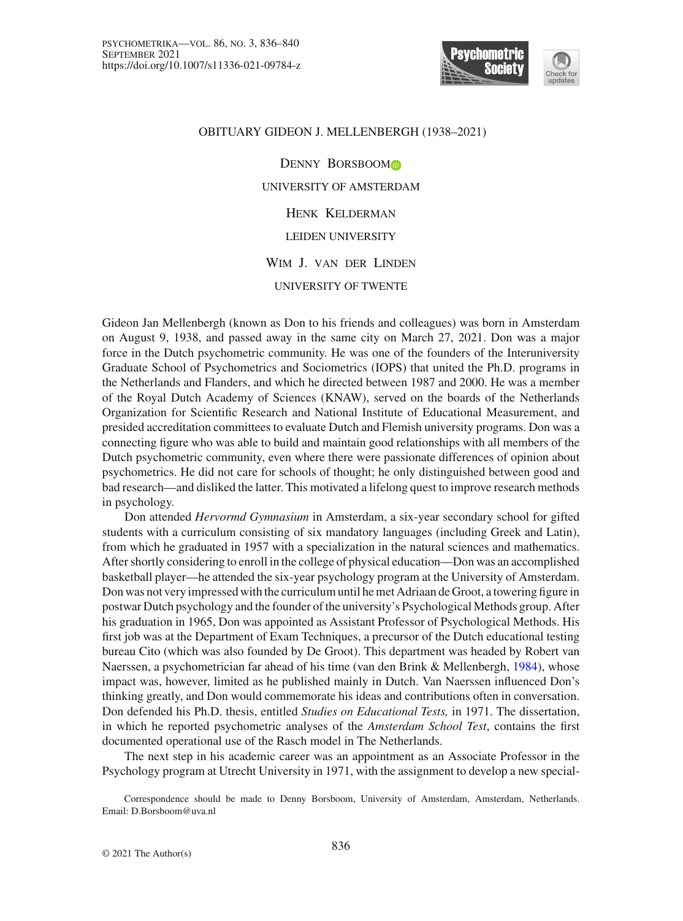# OBITUARY GIDEON J. MELLENBERGH (1938–2021)

DENNY BORSBOOM

UNIVERSITY OF AMSTERDAM

HENK KELDERMAN

LEIDEN UNIVERSITY

WIM J. VAN DER LINDEN

UNIVERSITY OF TWENTE

Gideon Jan Mellenbergh (known as Don to his friends and colleagues) was born in Amsterdam on August 9, 1938, and passed away in the same city on March 27, 2021. Don was a major force in the Dutch psychometric community. He was one of the founders of the Interuniversity Graduate School of Psychometrics and Sociometrics (IOPS) that united the Ph.D. programs in the Netherlands and Flanders, and which he directed between 1987 and 2000. He was a member of the Royal Dutch Academy of Sciences (KNAW), served on the boards of the Netherlands Organization for Scientific Research and National Institute of Educational Measurement, and presided accreditation committees to evaluate Dutch and Flemish university programs. Don was a connecting figure who was able to build and maintain good relationships with all members of the Dutch psychometric community, even where there were passionate differences of opinion about psychometrics. He did not care for schools of thought; he only distinguished between good and bad research—and disliked the latter. This motivated a lifelong quest to improve research methods in psychology.

Don attended *Hervormd Gymnasium* in Amsterdam, a six-year secondary school for gifted students with a curriculum consisting of six mandatory languages (including Greek and Latin), from which he graduated in 1957 with a specialization in the natural sciences and mathematics. After shortly considering to enroll in the college of physical education—Don was an accomplished basketball player—he attended the six-year psychology program at the University of Amsterdam. Don was not very impressed with the curriculum until he met Adriaan de Groot, a towering figure in postwar Dutch psychology and the founder of the university's Psychological Methods group. After his graduation in 1965, Don was appointed as Assistant Professor of Psychological Methods. His first job was at the Department of Exam Techniques, a precursor of the Dutch educational testing bureau Cito (which was also founded by De Groot). This department was headed by Robert van Naerssen, a psychometrician far ahead of his time (van den Brink & Mellenbergh, 1984), whose impact was, however, limited as he published mainly in Dutch. Van Naerssen influenced Don's thinking greatly, and Don would commemorate his ideas and contributions often in conversation. Don defended his Ph.D. thesis, entitled *Studies on Educational Tests,* in 1971. The dissertation, in which he reported psychometric analyses of the *Amsterdam School Test*, contains the first documented operational use of the Rasch model in The Netherlands.

The next step in his academic career was an appointment as an Associate Professor in the Psychology program at Utrecht University in 1971, with the assignment to develop a new special-

Correspondence should be made to Denny Borsboom, University of Amsterdam, Amsterdam, Netherlands. Email: D.Borsboom@uva.nl

© 2021 The Author(s)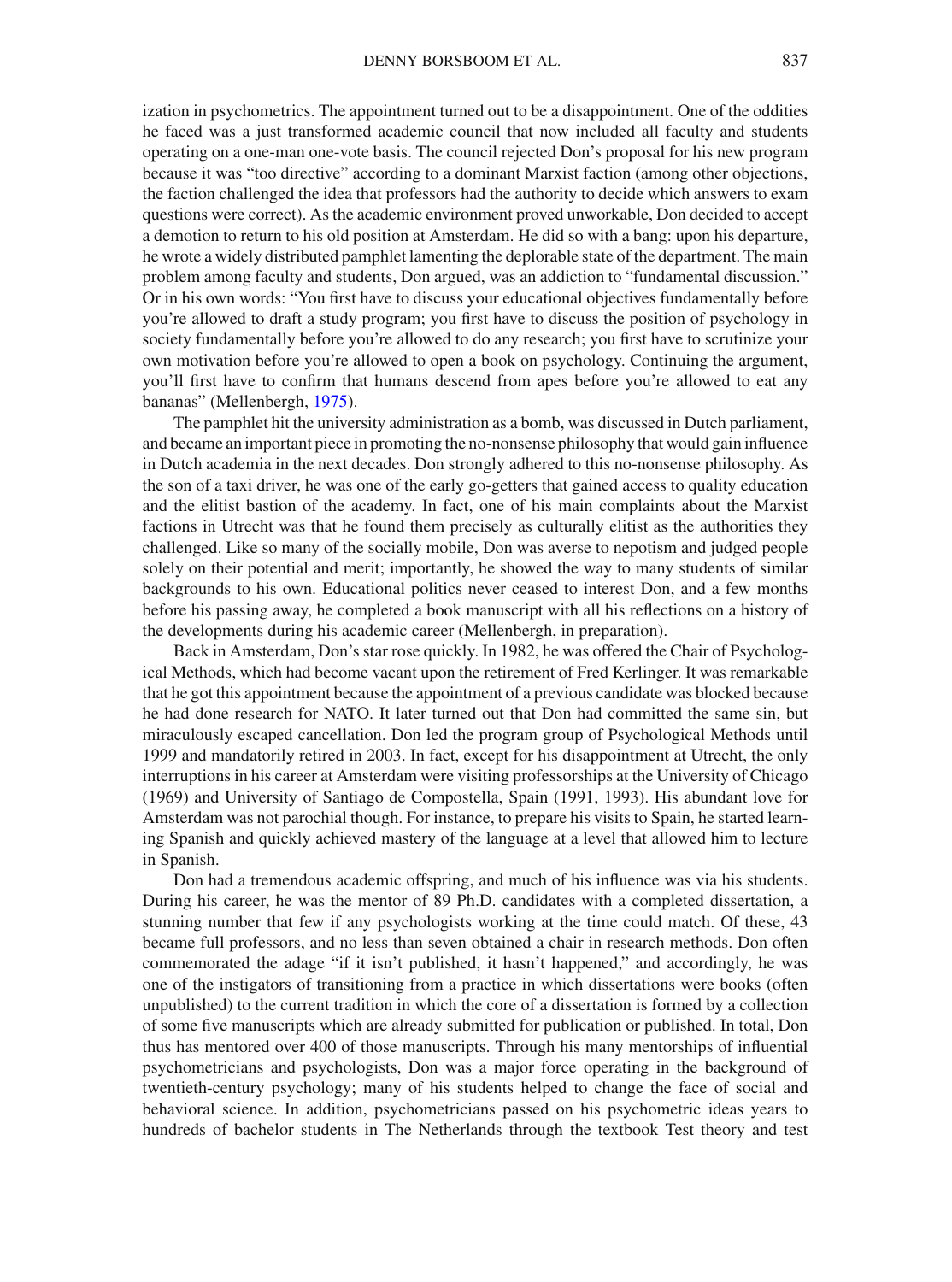ization in psychometrics. The appointment turned out to be a disappointment. One of the oddities he faced was a just transformed academic council that now included all faculty and students operating on a one-man one-vote basis. The council rejected Don's proposal for his new program because it was "too directive" according to a dominant Marxist faction (among other objections, the faction challenged the idea that professors had the authority to decide which answers to exam questions were correct). As the academic environment proved unworkable, Don decided to accept a demotion to return to his old position at Amsterdam. He did so with a bang: upon his departure, he wrote a widely distributed pamphlet lamenting the deplorable state of the department. The main problem among faculty and students, Don argued, was an addiction to "fundamental discussion." Or in his own words: "You first have to discuss your educational objectives fundamentally before you're allowed to draft a study program; you first have to discuss the position of psychology in society fundamentally before you're allowed to do any research; you first have to scrutinize your own motivation before you're allowed to open a book on psychology. Continuing the argument, you'll first have to confirm that humans descend from apes before you're allowed to eat any bananas" (Mellenbergh, 1975).

The pamphlet hit the university administration as a bomb, was discussed in Dutch parliament, and became an important piece in promoting the no-nonsense philosophy that would gain influence in Dutch academia in the next decades. Don strongly adhered to this no-nonsense philosophy. As the son of a taxi driver, he was one of the early go-getters that gained access to quality education and the elitist bastion of the academy. In fact, one of his main complaints about the Marxist factions in Utrecht was that he found them precisely as culturally elitist as the authorities they challenged. Like so many of the socially mobile, Don was averse to nepotism and judged people solely on their potential and merit; importantly, he showed the way to many students of similar backgrounds to his own. Educational politics never ceased to interest Don, and a few months before his passing away, he completed a book manuscript with all his reflections on a history of the developments during his academic career (Mellenbergh, in preparation).

Back in Amsterdam, Don's star rose quickly. In 1982, he was offered the Chair of Psychological Methods, which had become vacant upon the retirement of Fred Kerlinger. It was remarkable that he got this appointment because the appointment of a previous candidate was blocked because he had done research for NATO. It later turned out that Don had committed the same sin, but miraculously escaped cancellation. Don led the program group of Psychological Methods until 1999 and mandatorily retired in 2003. In fact, except for his disappointment at Utrecht, the only interruptions in his career at Amsterdam were visiting professorships at the University of Chicago (1969) and University of Santiago de Compostella, Spain (1991, 1993). His abundant love for Amsterdam was not parochial though. For instance, to prepare his visits to Spain, he started learning Spanish and quickly achieved mastery of the language at a level that allowed him to lecture in Spanish.

Don had a tremendous academic offspring, and much of his influence was via his students. During his career, he was the mentor of 89 Ph.D. candidates with a completed dissertation, a stunning number that few if any psychologists working at the time could match. Of these, 43 became full professors, and no less than seven obtained a chair in research methods. Don often commemorated the adage "if it isn't published, it hasn't happened," and accordingly, he was one of the instigators of transitioning from a practice in which dissertations were books (often unpublished) to the current tradition in which the core of a dissertation is formed by a collection of some five manuscripts which are already submitted for publication or published. In total, Don thus has mentored over 400 of those manuscripts. Through his many mentorships of influential psychometricians and psychologists, Don was a major force operating in the background of twentieth-century psychology; many of his students helped to change the face of social and behavioral science. In addition, psychometricians passed on his psychometric ideas years to hundreds of bachelor students in The Netherlands through the textbook Test theory and test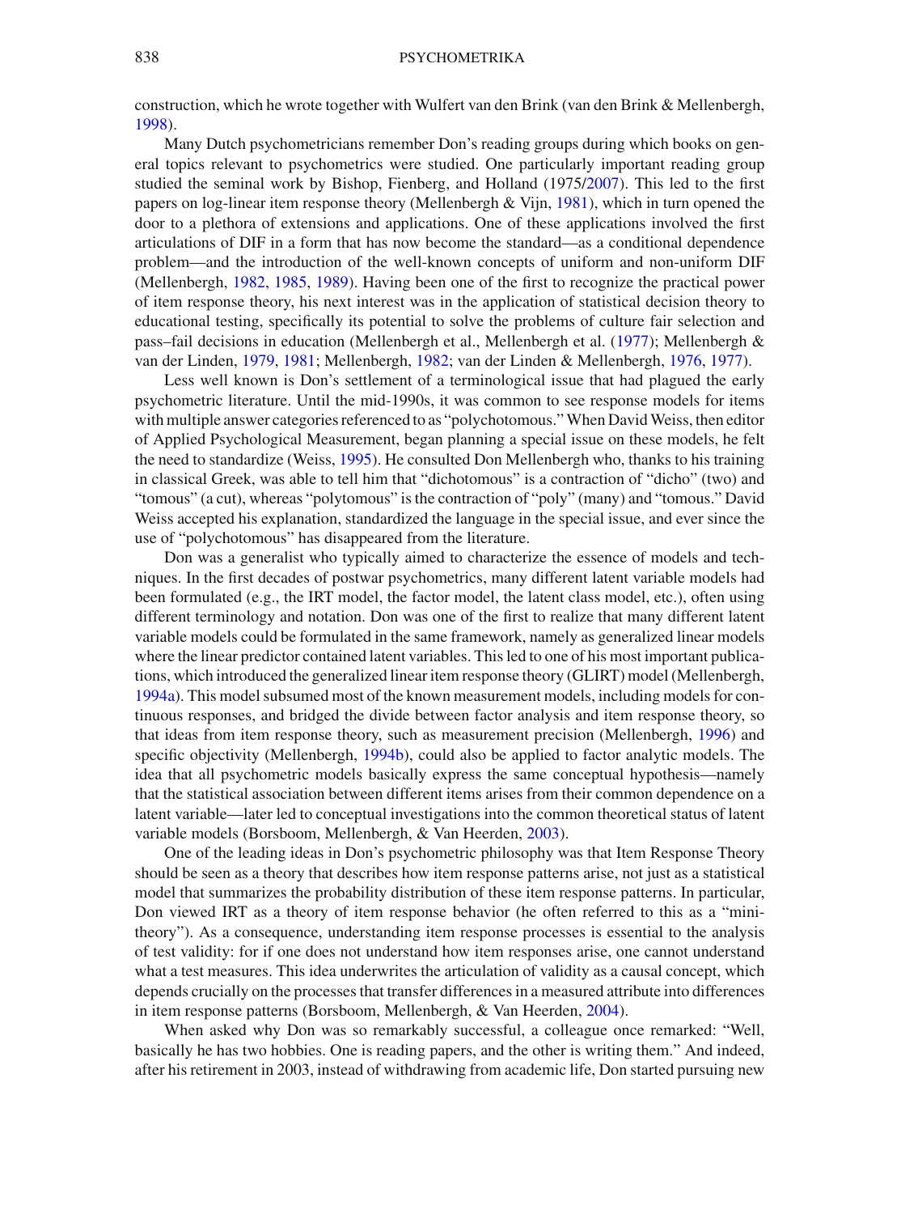construction, which he wrote together with Wulfert van den Brink (van den Brink & Mellenbergh, 1998).

Many Dutch psychometricians remember Don's reading groups during which books on general topics relevant to psychometrics were studied. One particularly important reading group studied the seminal work by Bishop, Fienberg, and Holland (1975/2007). This led to the first papers on log-linear item response theory (Mellenbergh & Vijn, 1981), which in turn opened the door to a plethora of extensions and applications. One of these applications involved the first articulations of DIF in a form that has now become the standard—as a conditional dependence problem—and the introduction of the well-known concepts of uniform and non-uniform DIF (Mellenbergh, 1982, 1985, 1989). Having been one of the first to recognize the practical power of item response theory, his next interest was in the application of statistical decision theory to educational testing, specifically its potential to solve the problems of culture fair selection and pass–fail decisions in education (Mellenbergh et al., Mellenbergh et al. (1977); Mellenbergh & van der Linden, 1979, 1981; Mellenbergh, 1982; van der Linden & Mellenbergh, 1976, 1977).

Less well known is Don's settlement of a terminological issue that had plagued the early psychometric literature. Until the mid-1990s, it was common to see response models for items with multiple answer categories referenced to as "polychotomous." When David Weiss, then editor of Applied Psychological Measurement, began planning a special issue on these models, he felt the need to standardize (Weiss, 1995). He consulted Don Mellenbergh who, thanks to his training in classical Greek, was able to tell him that "dichotomous" is a contraction of "dicho" (two) and "tomous" (a cut), whereas "polytomous" is the contraction of "poly" (many) and "tomous." David Weiss accepted his explanation, standardized the language in the special issue, and ever since the use of "polychotomous" has disappeared from the literature.

Don was a generalist who typically aimed to characterize the essence of models and techniques. In the first decades of postwar psychometrics, many different latent variable models had been formulated (e.g., the IRT model, the factor model, the latent class model, etc.), often using different terminology and notation. Don was one of the first to realize that many different latent variable models could be formulated in the same framework, namely as generalized linear models where the linear predictor contained latent variables. This led to one of his most important publications, which introduced the generalized linear item response theory (GLIRT) model (Mellenbergh, 1994a). This model subsumed most of the known measurement models, including models for continuous responses, and bridged the divide between factor analysis and item response theory, so that ideas from item response theory, such as measurement precision (Mellenbergh, 1996) and specific objectivity (Mellenbergh, 1994b), could also be applied to factor analytic models. The idea that all psychometric models basically express the same conceptual hypothesis—namely that the statistical association between different items arises from their common dependence on a latent variable—later led to conceptual investigations into the common theoretical status of latent variable models (Borsboom, Mellenbergh, & Van Heerden, 2003).

One of the leading ideas in Don's psychometric philosophy was that Item Response Theory should be seen as a theory that describes how item response patterns arise, not just as a statistical model that summarizes the probability distribution of these item response patterns. In particular, Don viewed IRT as a theory of item response behavior (he often referred to this as a "mini-theory"). As a consequence, understanding item response processes is essential to the analysis of test validity: for if one does not understand how item responses arise, one cannot understand what a test measures. This idea underwrites the articulation of validity as a causal concept, which depends crucially on the processes that transfer differences in a measured attribute into differences in item response patterns (Borsboom, Mellenbergh, & Van Heerden, 2004).

When asked why Don was so remarkably successful, a colleague once remarked: "Well, basically he has two hobbies. One is reading papers, and the other is writing them." And indeed, after his retirement in 2003, instead of withdrawing from academic life, Don started pursuing new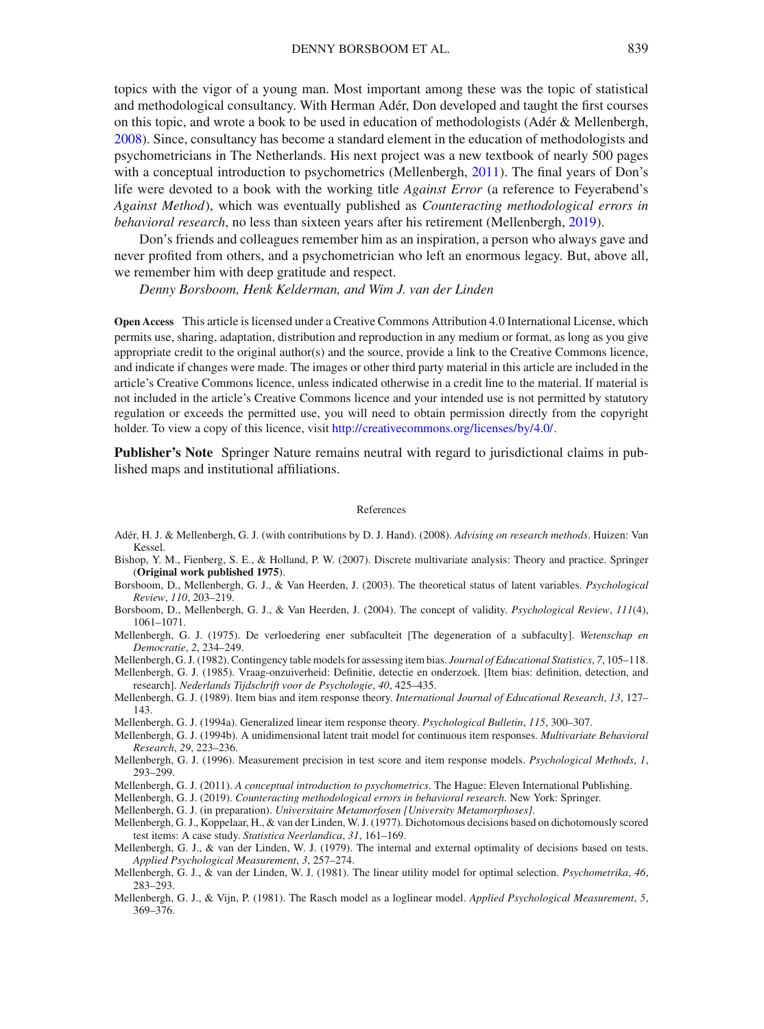topics with the vigor of a young man. Most important among these was the topic of statistical and methodological consultancy. With Herman Adér, Don developed and taught the first courses on this topic, and wrote a book to be used in education of methodologists (Adér & Mellenbergh, 2008). Since, consultancy has become a standard element in the education of methodologists and psychometricians in The Netherlands. His next project was a new textbook of nearly 500 pages with a conceptual introduction to psychometrics (Mellenbergh, 2011). The final years of Don's life were devoted to a book with the working title *Against Error* (a reference to Feyerabend's *Against Method*), which was eventually published as *Counteracting methodological errors in behavioral research*, no less than sixteen years after his retirement (Mellenbergh, 2019).

Don's friends and colleagues remember him as an inspiration, a person who always gave and never profited from others, and a psychometrician who left an enormous legacy. But, above all, we remember him with deep gratitude and respect.

*Denny Borsboom, Henk Kelderman, and Wim J. van der Linden*

**Open Access** This article is licensed under a Creative Commons Attribution 4.0 International License, which permits use, sharing, adaptation, distribution and reproduction in any medium or format, as long as you give appropriate credit to the original author(s) and the source, provide a link to the Creative Commons licence, and indicate if changes were made. The images or other third party material in this article are included in the article's Creative Commons licence, unless indicated otherwise in a credit line to the material. If material is not included in the article's Creative Commons licence and your intended use is not permitted by statutory regulation or exceeds the permitted use, you will need to obtain permission directly from the copyright holder. To view a copy of this licence, visit http://creativecommons.org/licenses/by/4.0/.

**Publisher's Note** Springer Nature remains neutral with regard to jurisdictional claims in published maps and institutional affiliations.

## References

Adér, H. J. & Mellenbergh, G. J. (with contributions by D. J. Hand). (2008). *Advising on research methods*. Huizen: Van Kessel.

Bishop, Y. M., Fienberg, S. E., & Holland, P. W. (2007). Discrete multivariate analysis: Theory and practice. Springer (**Original work published 1975**).

Borsboom, D., Mellenbergh, G. J., & Van Heerden, J. (2003). The theoretical status of latent variables. *Psychological Review*, *110*, 203–219.

Borsboom, D., Mellenbergh, G. J., & Van Heerden, J. (2004). The concept of validity. *Psychological Review*, *111*(4), 1061–1071.

Mellenbergh, G. J. (1975). De verloedering ener subfaculteit [The degeneration of a subfaculty]. *Wetenschap en Democratie*, *2*, 234–249.

Mellenbergh, G. J. (1982). Contingency table models for assessing item bias. *Journal of Educational Statistics*, *7*, 105–118.

Mellenbergh, G. J. (1985). Vraag-onzuiverheid: Definitie, detectie en onderzoek. [Item bias: definition, detection, and research]. *Nederlands Tijdschrift voor de Psychologie*, *40*, 425–435.

Mellenbergh, G. J. (1989). Item bias and item response theory. *International Journal of Educational Research*, *13*, 127–143.

Mellenbergh, G. J. (1994a). Generalized linear item response theory. *Psychological Bulletin*, *115*, 300–307.

Mellenbergh, G. J. (1994b). A unidimensional latent trait model for continuous item responses. *Multivariate Behavioral Research*, *29*, 223–236.

Mellenbergh, G. J. (1996). Measurement precision in test score and item response models. *Psychological Methods*, *1*, 293–299.

Mellenbergh, G. J. (2011). *A conceptual introduction to psychometrics*. The Hague: Eleven International Publishing.

Mellenbergh, G. J. (2019). *Counteracting methodological errors in behavioral research*. New York: Springer.

Mellenbergh, G. J. (in preparation). *Universitaire Metamorfosen [University Metamorphoses]*.

Mellenbergh, G. J., Koppelaar, H., & van der Linden, W. J. (1977). Dichotomous decisions based on dichotomously scored test items: A case study. *Statistica Neerlandica*, *31*, 161–169.

Mellenbergh, G. J., & van der Linden, W. J. (1979). The internal and external optimality of decisions based on tests. *Applied Psychological Measurement*, *3*, 257–274.

Mellenbergh, G. J., & van der Linden, W. J. (1981). The linear utility model for optimal selection. *Psychometrika*, *46*, 283–293.

Mellenbergh, G. J., & Vijn, P. (1981). The Rasch model as a loglinear model. *Applied Psychological Measurement*, *5*, 369–376.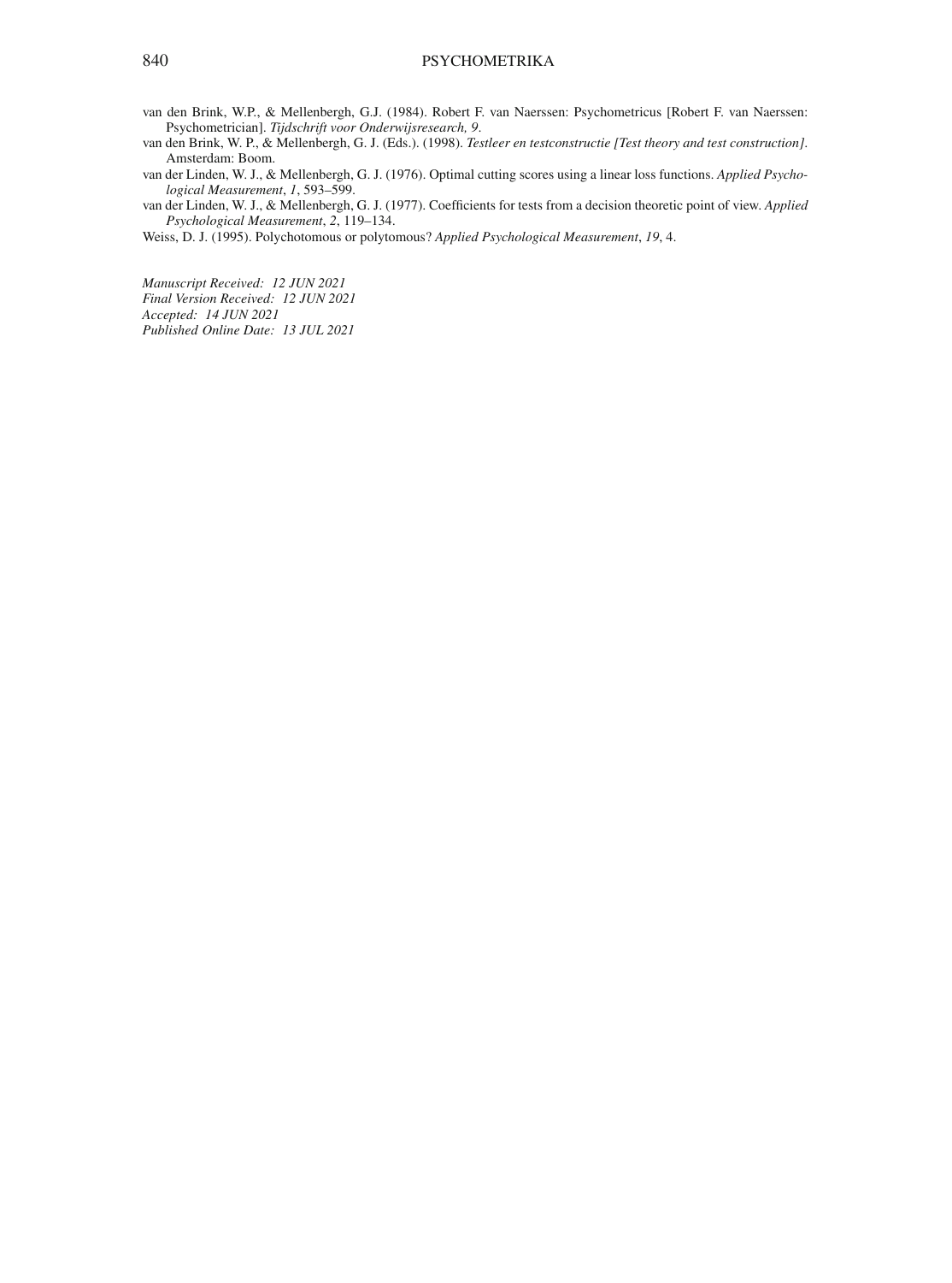van den Brink, W.P., & Mellenbergh, G.J. (1984). Robert F. van Naerssen: Psychometricus [Robert F. van Naerssen: Psychometrician]. *Tijdschrift voor Onderwijsresearch, 9*.

van den Brink, W. P., & Mellenbergh, G. J. (Eds.). (1998). *Testleer en testconstructie [Test theory and test construction]*. Amsterdam: Boom.

van der Linden, W. J., & Mellenbergh, G. J. (1976). Optimal cutting scores using a linear loss functions. *Applied Psychological Measurement*, *1*, 593–599.

van der Linden, W. J., & Mellenbergh, G. J. (1977). Coefficients for tests from a decision theoretic point of view. *Applied Psychological Measurement*, *2*, 119–134.

Weiss, D. J. (1995). Polychotomous or polytomous? *Applied Psychological Measurement*, *19*, 4.

*Manuscript Received: 12 JUN 2021*
*Final Version Received: 12 JUN 2021*
*Accepted: 14 JUN 2021*
*Published Online Date: 13 JUL 2021*